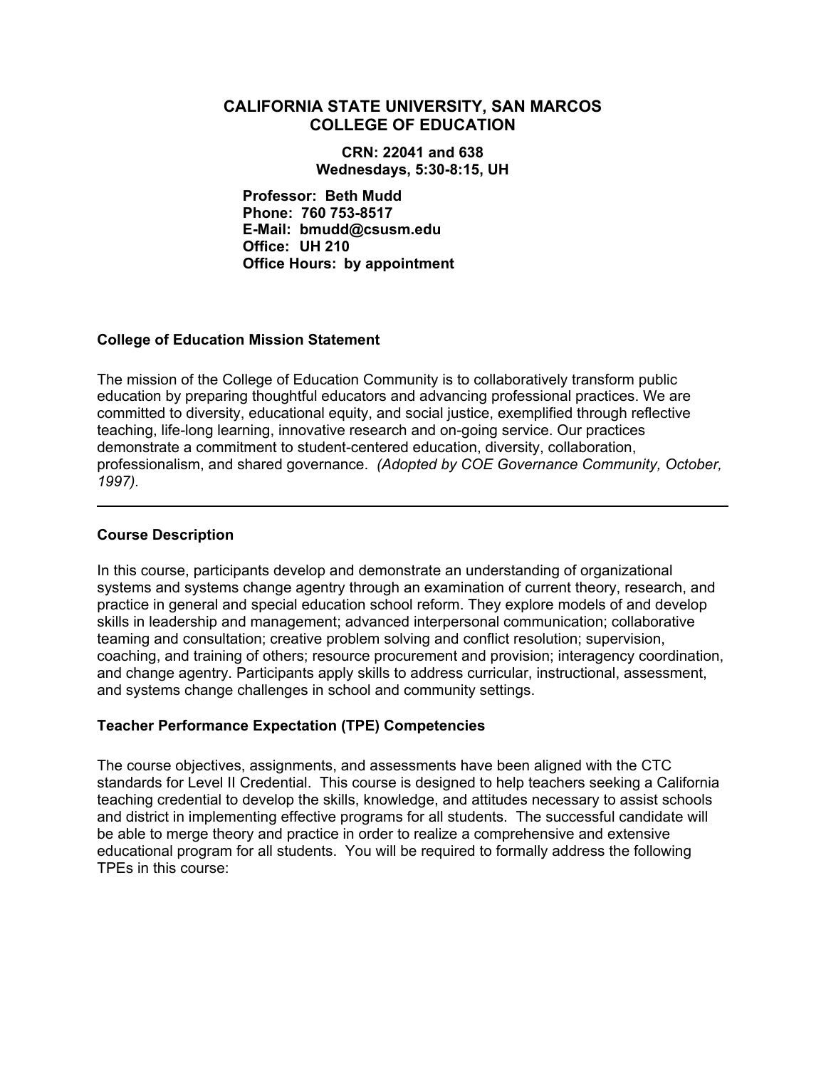# CALIFORNIA STATE UNIVERSITY, SAN MARCOS
# COLLEGE OF EDUCATION

**CRN: 22041 and 638**
**Wednesdays, 5:30-8:15, UH**

**Professor: Beth Mudd**
**Phone: 760 753-8517**
**E-Mail: bmudd@csusm.edu**
**Office: UH 210**
**Office Hours: by appointment**

### College of Education Mission Statement

The mission of the College of Education Community is to collaboratively transform public education by preparing thoughtful educators and advancing professional practices. We are committed to diversity, educational equity, and social justice, exemplified through reflective teaching, life-long learning, innovative research and on-going service. Our practices demonstrate a commitment to student-centered education, diversity, collaboration, professionalism, and shared governance. *(Adopted by COE Governance Community, October, 1997).*

---

### Course Description

In this course, participants develop and demonstrate an understanding of organizational systems and systems change agentry through an examination of current theory, research, and practice in general and special education school reform. They explore models of and develop skills in leadership and management; advanced interpersonal communication; collaborative teaming and consultation; creative problem solving and conflict resolution; supervision, coaching, and training of others; resource procurement and provision; interagency coordination, and change agentry. Participants apply skills to address curricular, instructional, assessment, and systems change challenges in school and community settings.

### Teacher Performance Expectation (TPE) Competencies

The course objectives, assignments, and assessments have been aligned with the CTC standards for Level II Credential. This course is designed to help teachers seeking a California teaching credential to develop the skills, knowledge, and attitudes necessary to assist schools and district in implementing effective programs for all students. The successful candidate will be able to merge theory and practice in order to realize a comprehensive and extensive educational program for all students. You will be required to formally address the following TPEs in this course: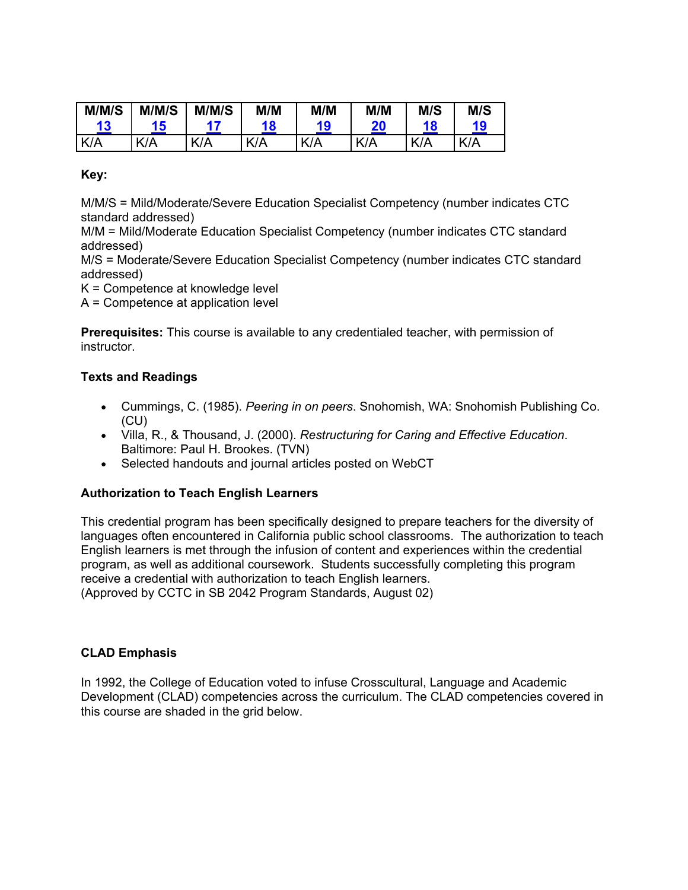| M/M/S 13 | M/M/S 15 | M/M/S 17 | M/M 18 | M/M 19 | M/M 20 | M/S 18 | M/S 19 |
|---|---|---|---|---|---|---|---|
| K/A | K/A | K/A | K/A | K/A | K/A | K/A | K/A |

**Key:**

M/M/S = Mild/Moderate/Severe Education Specialist Competency (number indicates CTC standard addressed)
M/M = Mild/Moderate Education Specialist Competency (number indicates CTC standard addressed)
M/S = Moderate/Severe Education Specialist Competency (number indicates CTC standard addressed)
K = Competence at knowledge level
A = Competence at application level

**Prerequisites:** This course is available to any credentialed teacher, with permission of instructor.

**Texts and Readings**

- Cummings, C. (1985). *Peering in on peers*. Snohomish, WA: Snohomish Publishing Co. (CU)
- Villa, R., & Thousand, J. (2000). *Restructuring for Caring and Effective Education*. Baltimore: Paul H. Brookes. (TVN)
- Selected handouts and journal articles posted on WebCT

**Authorization to Teach English Learners**

This credential program has been specifically designed to prepare teachers for the diversity of languages often encountered in California public school classrooms. The authorization to teach English learners is met through the infusion of content and experiences within the credential program, as well as additional coursework. Students successfully completing this program receive a credential with authorization to teach English learners.
(Approved by CCTC in SB 2042 Program Standards, August 02)

**CLAD Emphasis**

In 1992, the College of Education voted to infuse Crosscultural, Language and Academic Development (CLAD) competencies across the curriculum. The CLAD competencies covered in this course are shaded in the grid below.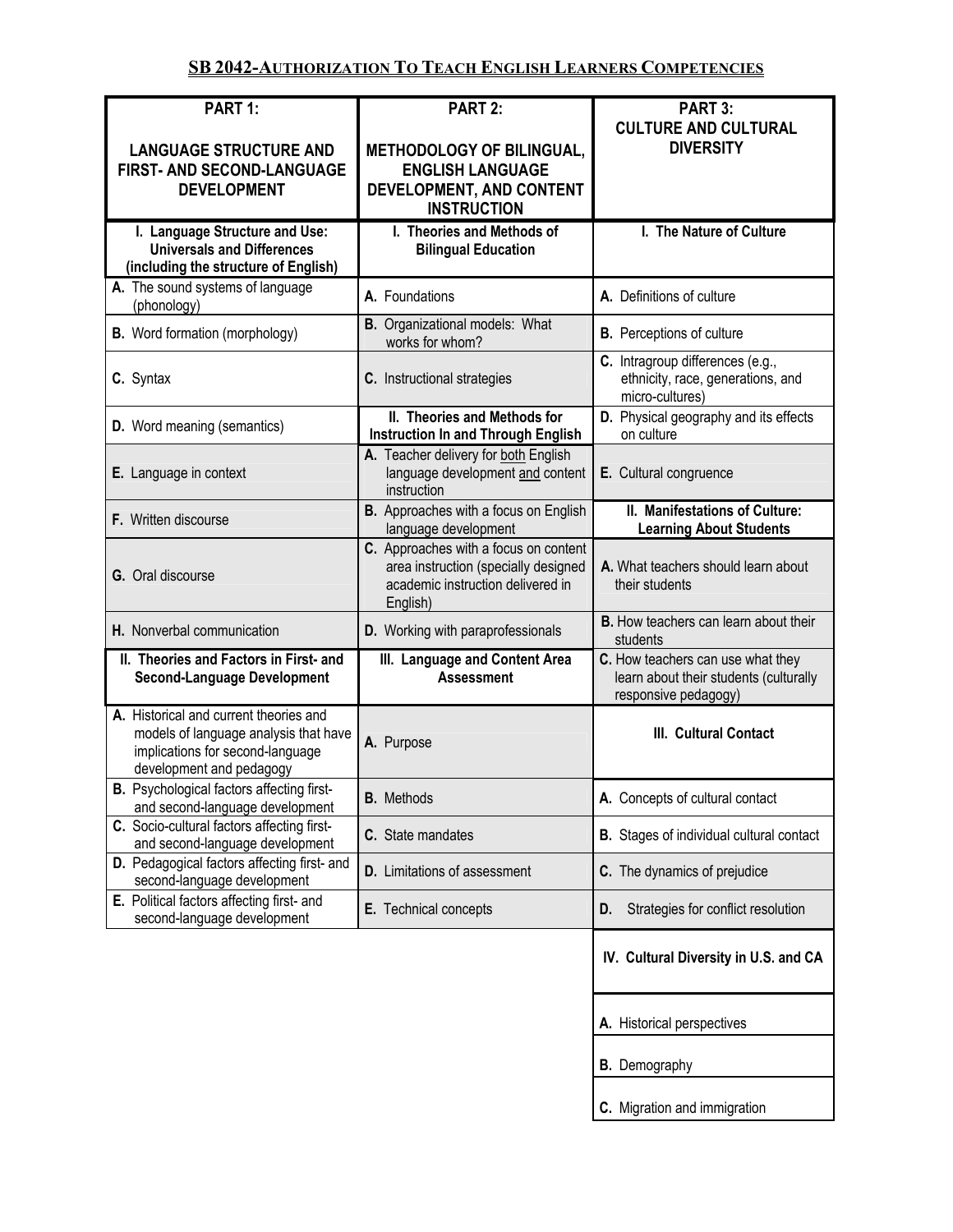## SB 2042-Authorization To Teach English Learners Competencies

| PART 1: LANGUAGE STRUCTURE AND FIRST- AND SECOND-LANGUAGE DEVELOPMENT | PART 2: METHODOLOGY OF BILINGUAL, ENGLISH LANGUAGE DEVELOPMENT, AND CONTENT INSTRUCTION | PART 3: CULTURE AND CULTURAL DIVERSITY |
|---|---|---|
| **I. Language Structure and Use: Universals and Differences (including the structure of English)** | **I. Theories and Methods of Bilingual Education** | **I. The Nature of Culture** |
| **A.** The sound systems of language (phonology) | **A.** Foundations | **A.** Definitions of culture |
| **B.** Word formation (morphology) | **B.** Organizational models: What works for whom? | **B.** Perceptions of culture |
| **C.** Syntax | **C.** Instructional strategies | **C.** Intragroup differences (e.g., ethnicity, race, generations, and micro-cultures) |
| **D.** Word meaning (semantics) | **II. Theories and Methods for Instruction In and Through English** | **D.** Physical geography and its effects on culture |
| **E.** Language in context | **A.** Teacher delivery for both English language development and content instruction | **E.** Cultural congruence |
| **F.** Written discourse | **B.** Approaches with a focus on English language development | **II. Manifestations of Culture: Learning About Students** |
| **G.** Oral discourse | **C.** Approaches with a focus on content area instruction (specially designed academic instruction delivered in English) | **A.** What teachers should learn about their students |
| **H.** Nonverbal communication | **D.** Working with paraprofessionals | **B.** How teachers can learn about their students |
| **II. Theories and Factors in First- and Second-Language Development** | **III. Language and Content Area Assessment** | **C.** How teachers can use what they learn about their students (culturally responsive pedagogy) |
| **A.** Historical and current theories and models of language analysis that have implications for second-language development and pedagogy | **A.** Purpose | **III. Cultural Contact** |
| **B.** Psychological factors affecting first- and second-language development | **B.** Methods | **A.** Concepts of cultural contact |
| **C.** Socio-cultural factors affecting first- and second-language development | **C.** State mandates | **B.** Stages of individual cultural contact |
| **D.** Pedagogical factors affecting first- and second-language development | **D.** Limitations of assessment | **C.** The dynamics of prejudice |
| **E.** Political factors affecting first- and second-language development | **E.** Technical concepts | **D.** Strategies for conflict resolution |
| | | **IV. Cultural Diversity in U.S. and CA** |
| | | **A.** Historical perspectives |
| | | **B.** Demography |
| | | **C.** Migration and immigration |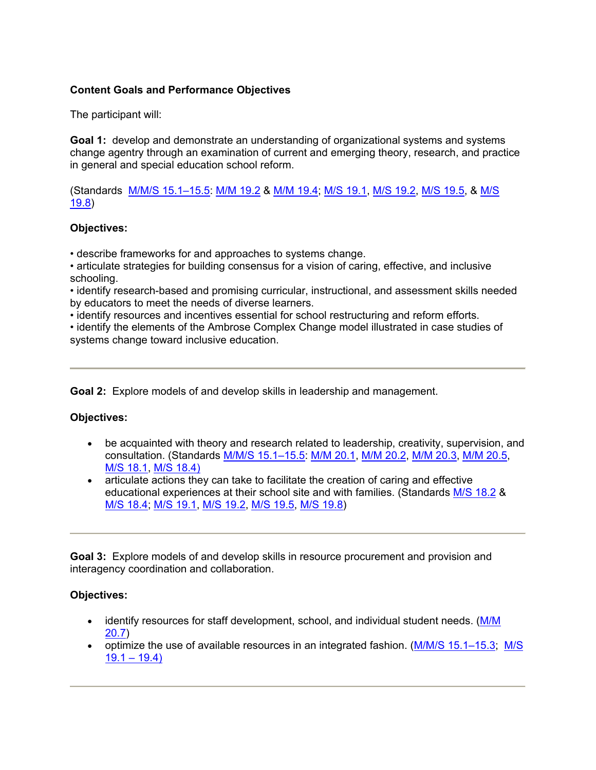**Content Goals and Performance Objectives**

The participant will:

**Goal 1:** develop and demonstrate an understanding of organizational systems and systems change agentry through an examination of current and emerging theory, research, and practice in general and special education school reform.

(Standards M/M/S 15.1–15.5: M/M 19.2 & M/M 19.4; M/S 19.1, M/S 19.2, M/S 19.5, & M/S 19.8)

**Objectives:**

• describe frameworks for and approaches to systems change.
• articulate strategies for building consensus for a vision of caring, effective, and inclusive schooling.
• identify research-based and promising curricular, instructional, and assessment skills needed by educators to meet the needs of diverse learners.
• identify resources and incentives essential for school restructuring and reform efforts.
• identify the elements of the Ambrose Complex Change model illustrated in case studies of systems change toward inclusive education.

---

**Goal 2:** Explore models of and develop skills in leadership and management.

**Objectives:**

- be acquainted with theory and research related to leadership, creativity, supervision, and consultation. (Standards M/M/S 15.1–15.5: M/M 20.1, M/M 20.2, M/M 20.3, M/M 20.5, M/S 18.1, M/S 18.4)
- articulate actions they can take to facilitate the creation of caring and effective educational experiences at their school site and with families. (Standards M/S 18.2 & M/S 18.4; M/S 19.1, M/S 19.2, M/S 19.5, M/S 19.8)

---

**Goal 3:** Explore models of and develop skills in resource procurement and provision and interagency coordination and collaboration.

**Objectives:**

- identify resources for staff development, school, and individual student needs. (M/M 20.7)
- optimize the use of available resources in an integrated fashion. (M/M/S 15.1–15.3; M/S 19.1 – 19.4)

---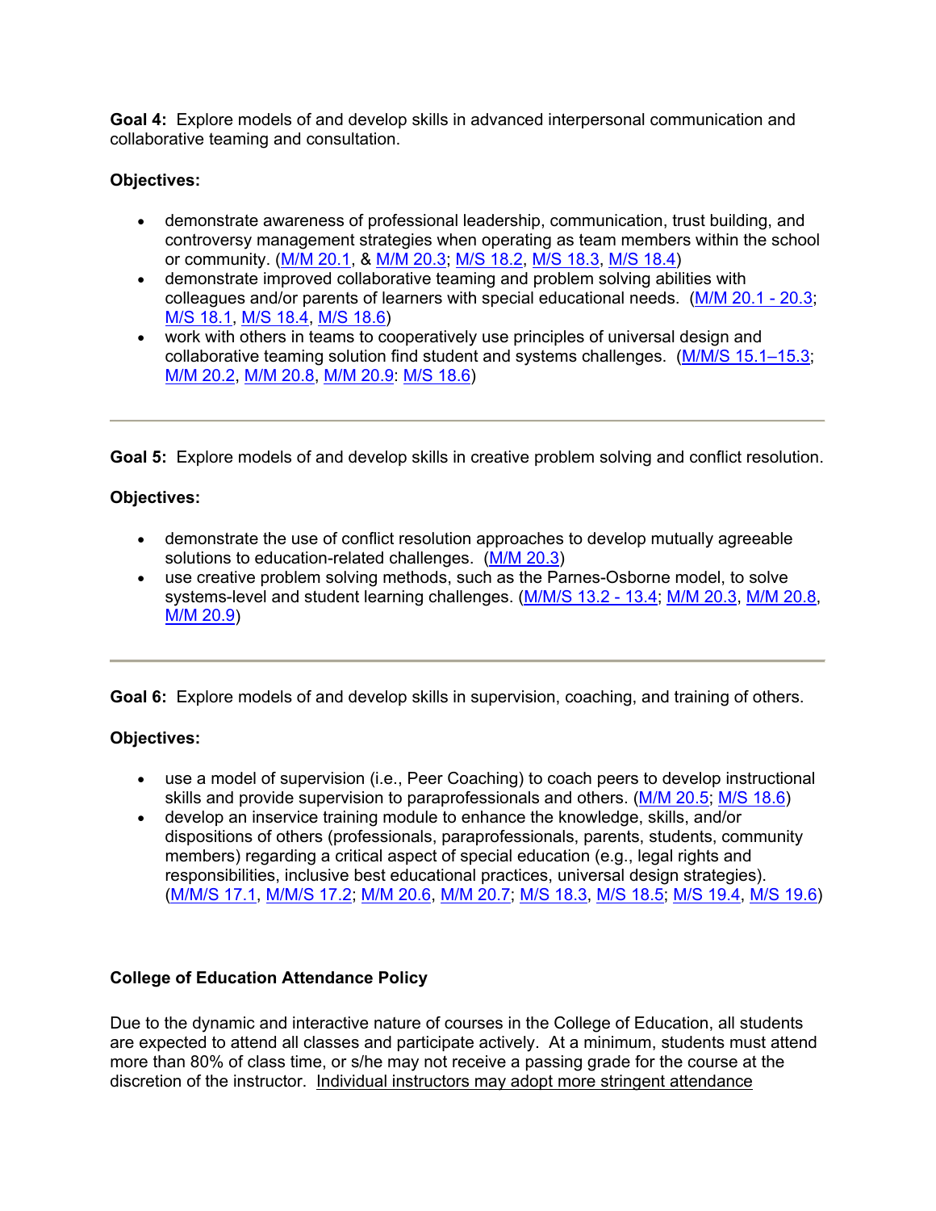**Goal 4:** Explore models of and develop skills in advanced interpersonal communication and collaborative teaming and consultation.

**Objectives:**

- demonstrate awareness of professional leadership, communication, trust building, and controversy management strategies when operating as team members within the school or community. (M/M 20.1, & M/M 20.3; M/S 18.2, M/S 18.3, M/S 18.4)
- demonstrate improved collaborative teaming and problem solving abilities with colleagues and/or parents of learners with special educational needs. (M/M 20.1 - 20.3; M/S 18.1, M/S 18.4, M/S 18.6)
- work with others in teams to cooperatively use principles of universal design and collaborative teaming solution find student and systems challenges. (M/M/S 15.1–15.3; M/M 20.2, M/M 20.8, M/M 20.9: M/S 18.6)

---

**Goal 5:** Explore models of and develop skills in creative problem solving and conflict resolution.

**Objectives:**

- demonstrate the use of conflict resolution approaches to develop mutually agreeable solutions to education-related challenges. (M/M 20.3)
- use creative problem solving methods, such as the Parnes-Osborne model, to solve systems-level and student learning challenges. (M/M/S 13.2 - 13.4; M/M 20.3, M/M 20.8, M/M 20.9)

---

**Goal 6:** Explore models of and develop skills in supervision, coaching, and training of others.

**Objectives:**

- use a model of supervision (i.e., Peer Coaching) to coach peers to develop instructional skills and provide supervision to paraprofessionals and others. (M/M 20.5; M/S 18.6)
- develop an inservice training module to enhance the knowledge, skills, and/or dispositions of others (professionals, paraprofessionals, parents, students, community members) regarding a critical aspect of special education (e.g., legal rights and responsibilities, inclusive best educational practices, universal design strategies). (M/M/S 17.1, M/M/S 17.2; M/M 20.6, M/M 20.7; M/S 18.3, M/S 18.5; M/S 19.4, M/S 19.6)

**College of Education Attendance Policy**

Due to the dynamic and interactive nature of courses in the College of Education, all students are expected to attend all classes and participate actively. At a minimum, students must attend more than 80% of class time, or s/he may not receive a passing grade for the course at the discretion of the instructor. Individual instructors may adopt more stringent attendance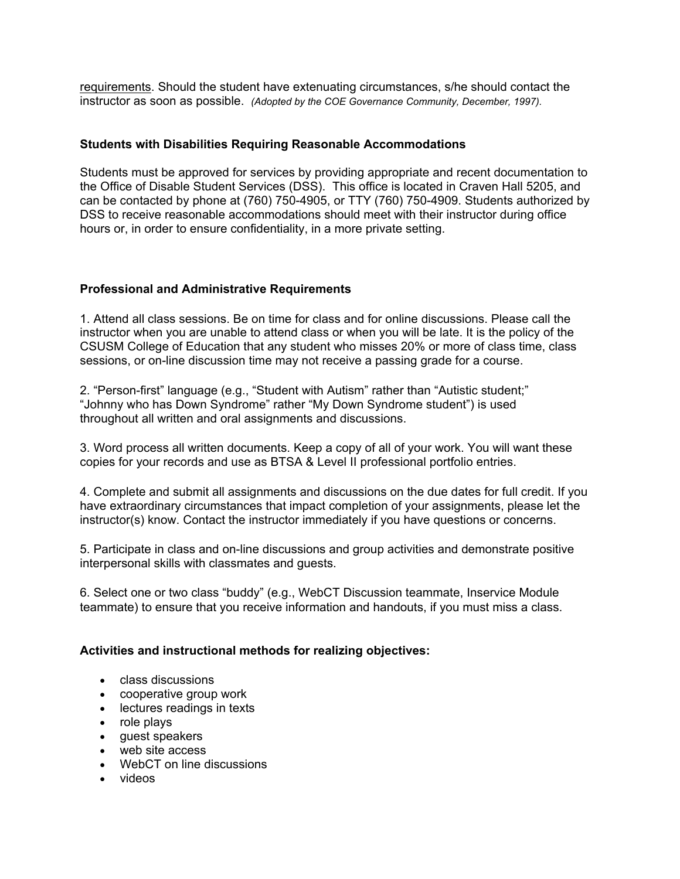requirements. Should the student have extenuating circumstances, s/he should contact the instructor as soon as possible. *(Adopted by the COE Governance Community, December, 1997).*

**Students with Disabilities Requiring Reasonable Accommodations**

Students must be approved for services by providing appropriate and recent documentation to the Office of Disable Student Services (DSS). This office is located in Craven Hall 5205, and can be contacted by phone at (760) 750-4905, or TTY (760) 750-4909. Students authorized by DSS to receive reasonable accommodations should meet with their instructor during office hours or, in order to ensure confidentiality, in a more private setting.

**Professional and Administrative Requirements**

1. Attend all class sessions. Be on time for class and for online discussions. Please call the instructor when you are unable to attend class or when you will be late. It is the policy of the CSUSM College of Education that any student who misses 20% or more of class time, class sessions, or on-line discussion time may not receive a passing grade for a course.

2. "Person-first" language (e.g., "Student with Autism" rather than "Autistic student;" "Johnny who has Down Syndrome" rather "My Down Syndrome student") is used throughout all written and oral assignments and discussions.

3. Word process all written documents. Keep a copy of all of your work. You will want these copies for your records and use as BTSA & Level II professional portfolio entries.

4. Complete and submit all assignments and discussions on the due dates for full credit. If you have extraordinary circumstances that impact completion of your assignments, please let the instructor(s) know. Contact the instructor immediately if you have questions or concerns.

5. Participate in class and on-line discussions and group activities and demonstrate positive interpersonal skills with classmates and guests.

6. Select one or two class "buddy" (e.g., WebCT Discussion teammate, Inservice Module teammate) to ensure that you receive information and handouts, if you must miss a class.

**Activities and instructional methods for realizing objectives:**

- class discussions
- cooperative group work
- lectures readings in texts
- role plays
- guest speakers
- web site access
- WebCT on line discussions
- videos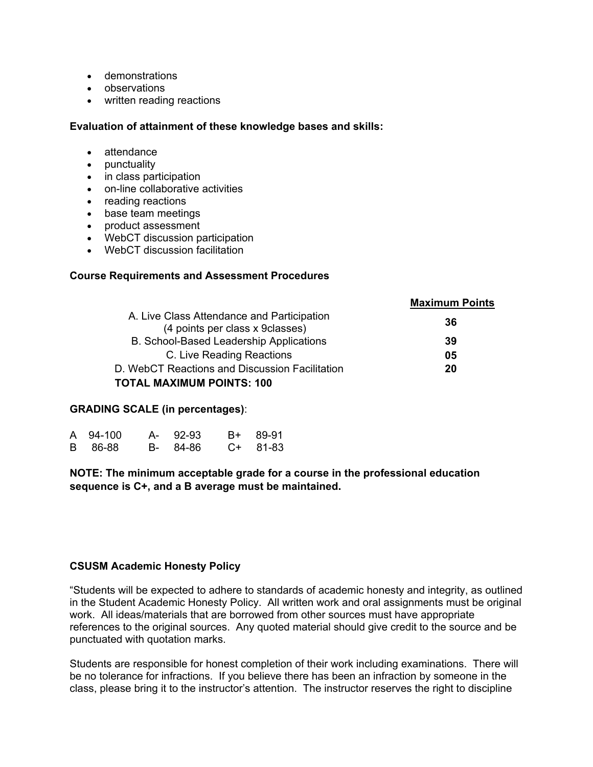- demonstrations
- observations
- written reading reactions

**Evaluation of attainment of these knowledge bases and skills:**

- attendance
- punctuality
- in class participation
- on-line collaborative activities
- reading reactions
- base team meetings
- product assessment
- WebCT discussion participation
- WebCT discussion facilitation

**Course Requirements and Assessment Procedures**

| | **Maximum Points** |
|---|---|
| A. Live Class Attendance and Participation (4 points per class x 9classes) | **36** |
| B. School-Based Leadership Applications | **39** |
| C. Live Reading Reactions | **05** |
| D. WebCT Reactions and Discussion Facilitation | **20** |
| **TOTAL MAXIMUM POINTS: 100** | |

**GRADING SCALE (in percentages)**:

| | | | | | |
|---|---|---|---|---|---|
| A | 94-100 | A- | 92-93 | B+ | 89-91 |
| B | 86-88 | B- | 84-86 | C+ | 81-83 |

**NOTE: The minimum acceptable grade for a course in the professional education sequence is C+, and a B average must be maintained.**

**CSUSM Academic Honesty Policy**

"Students will be expected to adhere to standards of academic honesty and integrity, as outlined in the Student Academic Honesty Policy. All written work and oral assignments must be original work. All ideas/materials that are borrowed from other sources must have appropriate references to the original sources. Any quoted material should give credit to the source and be punctuated with quotation marks.

Students are responsible for honest completion of their work including examinations. There will be no tolerance for infractions. If you believe there has been an infraction by someone in the class, please bring it to the instructor's attention. The instructor reserves the right to discipline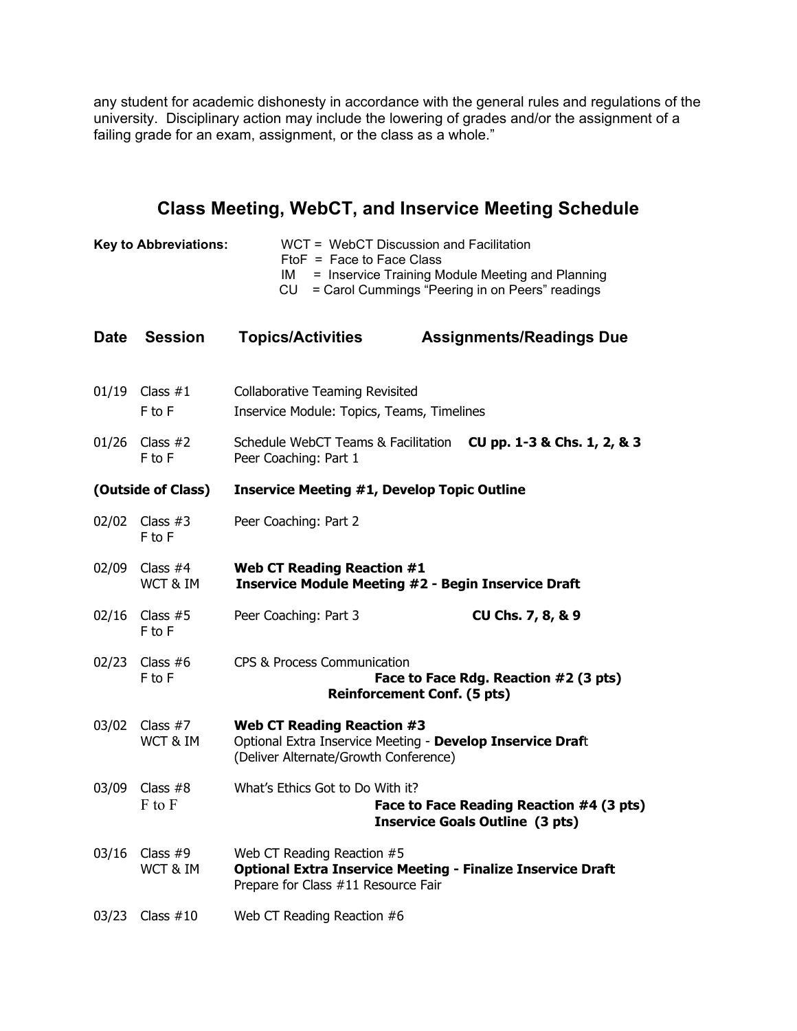any student for academic dishonesty in accordance with the general rules and regulations of the university. Disciplinary action may include the lowering of grades and/or the assignment of a failing grade for an exam, assignment, or the class as a whole."

## Class Meeting, WebCT, and Inservice Meeting Schedule

**Key to Abbreviations:**

- WCT = WebCT Discussion and Facilitation
- FtoF = Face to Face Class
- IM = Inservice Training Module Meeting and Planning
- CU = Carol Cummings "Peering in on Peers" readings

| Date | Session | Topics/Activities | Assignments/Readings Due |
|---|---|---|---|
| 01/19 | Class #1<br>F to F | Collaborative Teaming Revisited<br>Inservice Module: Topics, Teams, Timelines | |
| 01/26 | Class #2<br>F to F | Schedule WebCT Teams & Facilitation<br>Peer Coaching: Part 1 | **CU pp. 1-3 & Chs. 1, 2, & 3** |
| **(Outside of Class)** | | **Inservice Meeting #1, Develop Topic Outline** | |
| 02/02 | Class #3<br>F to F | Peer Coaching: Part 2 | |
| 02/09 | Class #4<br>WCT & IM | **Web CT Reading Reaction #1**<br>**Inservice Module Meeting #2 - Begin Inservice Draft** | |
| 02/16 | Class #5<br>F to F | Peer Coaching: Part 3 | **CU Chs. 7, 8, & 9** |
| 02/23 | Class #6<br>F to F | CPS & Process Communication | **Face to Face Rdg. Reaction #2 (3 pts)**<br>**Reinforcement Conf. (5 pts)** |
| 03/02 | Class #7<br>WCT & IM | **Web CT Reading Reaction #3**<br>Optional Extra Inservice Meeting - **Develop Inservice Draf**t<br>(Deliver Alternate/Growth Conference) | |
| 03/09 | Class #8<br>F to F | What's Ethics Got to Do With it? | **Face to Face Reading Reaction #4 (3 pts)**<br>**Inservice Goals Outline (3 pts)** |
| 03/16 | Class #9<br>WCT & IM | Web CT Reading Reaction #5<br>**Optional Extra Inservice Meeting - Finalize Inservice Draft**<br>Prepare for Class #11 Resource Fair | |
| 03/23 | Class #10 | Web CT Reading Reaction #6 | |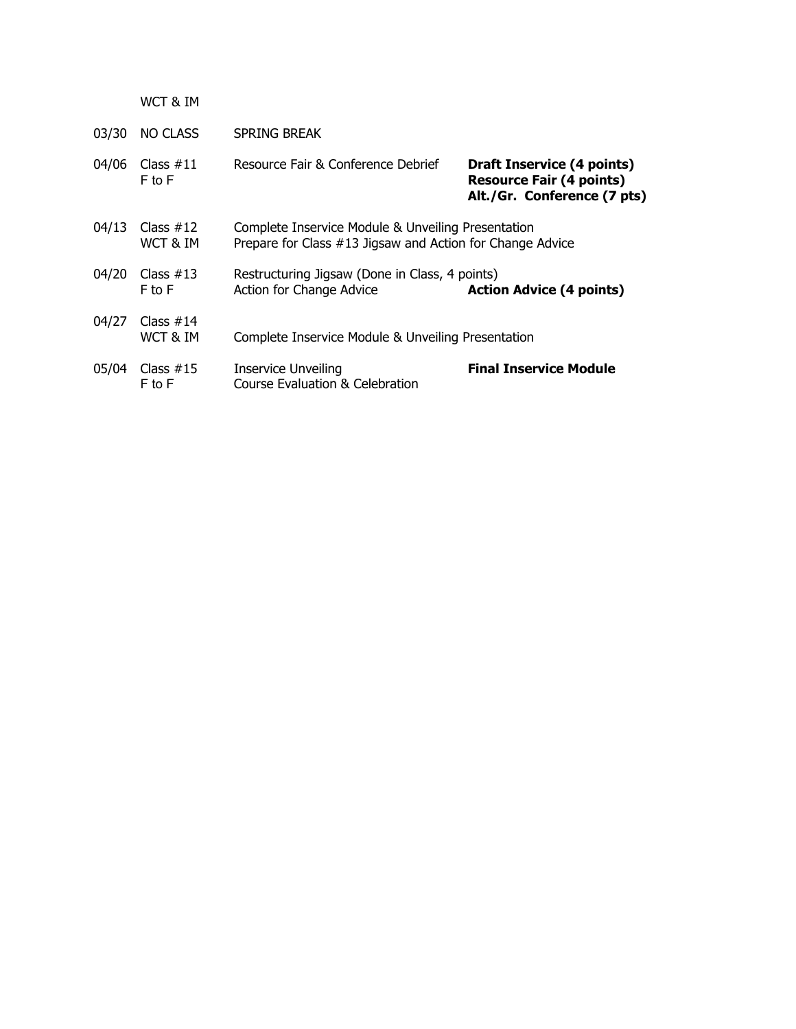| | | | |
|---|---|---|---|
| | WCT & IM | | |
| 03/30 | NO CLASS | SPRING BREAK | |
| 04/06 | Class #11<br>F to F | Resource Fair & Conference Debrief | **Draft Inservice (4 points)**<br>**Resource Fair (4 points)**<br>**Alt./Gr. Conference (7 pts)** |
| 04/13 | Class #12<br>WCT & IM | Complete Inservice Module & Unveiling Presentation<br>Prepare for Class #13 Jigsaw and Action for Change Advice | |
| 04/20 | Class #13<br>F to F | Restructuring Jigsaw (Done in Class, 4 points)<br>Action for Change Advice | **Action Advice (4 points)** |
| 04/27 | Class #14<br>WCT & IM | Complete Inservice Module & Unveiling Presentation | |
| 05/04 | Class #15<br>F to F | Inservice Unveiling<br>Course Evaluation & Celebration | **Final Inservice Module** |